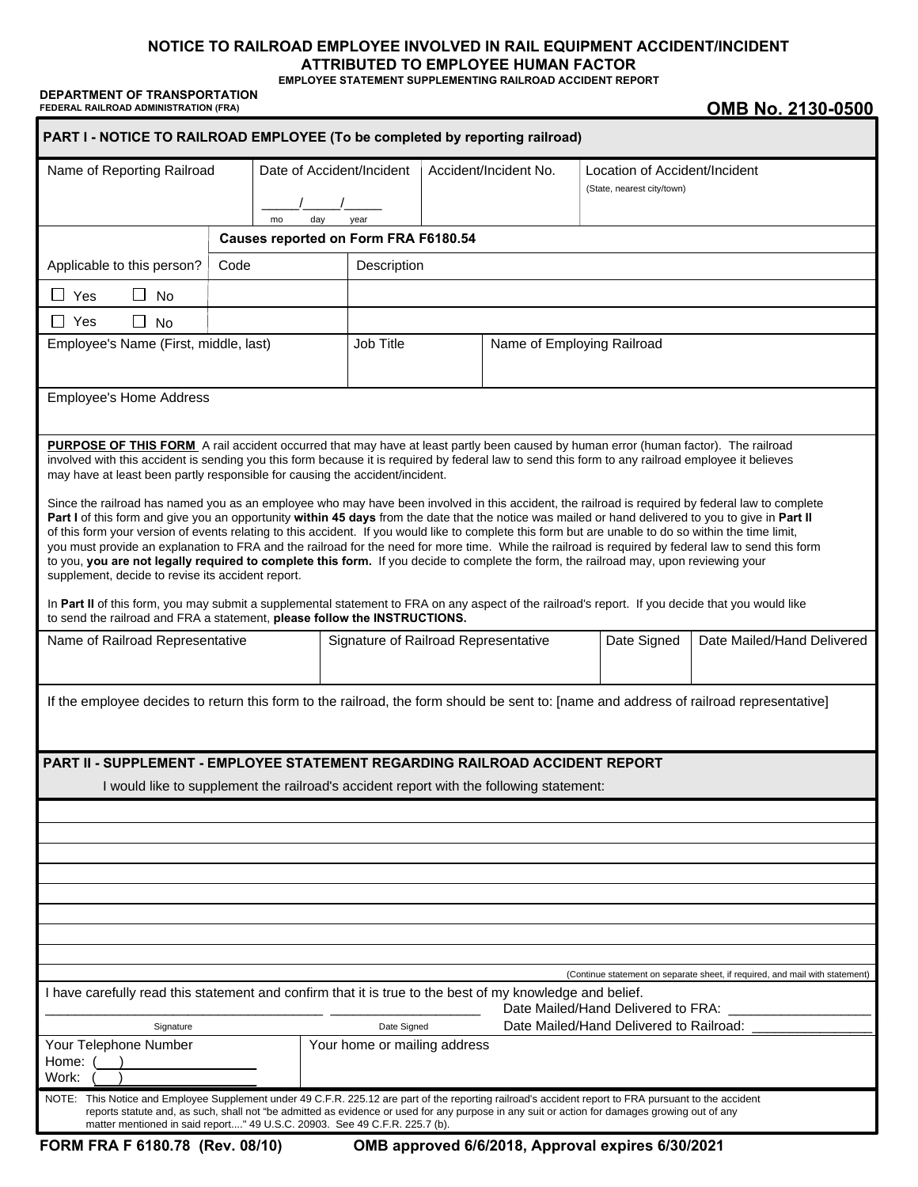# NOTICE TO RAILROAD EMPLOYEE INVOLVED IN RAIL EQUIPMENT ACCIDENT/INCIDENT ATTRIBUTED TO EMPLOYEE HUMAN FACTOR

**EMPLOYEE STATEMENT SUPPLEMENTING RAILROAD ACCIDENT REPORT**

**DEPARTMENT OF TRANSPORTATION**
**FEDERAL RAILROAD ADMINISTRATION (FRA)**

**OMB No. 2130-0500**

## PART I - NOTICE TO RAILROAD EMPLOYEE (To be completed by reporting railroad)

| Name of Reporting Railroad | Date of Accident/Incident | Accident/Incident No. | Location of Accident/Incident (State, nearest city/town) |
|---|---|---|---|
| | _____/_____/_____ (mo day year) | | |

| | Causes reported on Form FRA F6180.54 | |
|---|---|---|
| Applicable to this person? | Code | Description |
| ☐ Yes ☐ No | | |
| ☐ Yes ☐ No | | |

| Employee's Name (First, middle, last) | Job Title | Name of Employing Railroad |
|---|---|---|
| | | |

Employee's Home Address

**PURPOSE OF THIS FORM** A rail accident occurred that may have at least partly been caused by human error (human factor). The railroad involved with this accident is sending you this form because it is required by federal law to send this form to any railroad employee it believes may have at least been partly responsible for causing the accident/incident.

Since the railroad has named you as an employee who may have been involved in this accident, the railroad is required by federal law to complete **Part I** of this form and give you an opportunity **within 45 days** from the date that the notice was mailed or hand delivered to you to give in **Part II** of this form your version of events relating to this accident. If you would like to complete this form but are unable to do so within the time limit, you must provide an explanation to FRA and the railroad for the need for more time. While the railroad is required by federal law to send this form to you, **you are not legally required to complete this form.** If you decide to complete the form, the railroad may, upon reviewing your supplement, decide to revise its accident report.

In **Part II** of this form, you may submit a supplemental statement to FRA on any aspect of the railroad's report. If you decide that you would like to send the railroad and FRA a statement, **please follow the INSTRUCTIONS.**

| Name of Railroad Representative | Signature of Railroad Representative | Date Signed | Date Mailed/Hand Delivered |
|---|---|---|---|
| | | | |

If the employee decides to return this form to the railroad, the form should be sent to: [name and address of railroad representative]

## PART II - SUPPLEMENT - EMPLOYEE STATEMENT REGARDING RAILROAD ACCIDENT REPORT

I would like to supplement the railroad's accident report with the following statement:

_______________________________________________

_______________________________________________

_______________________________________________

_______________________________________________

_______________________________________________

_______________________________________________

_______________________________________________

_______________________________________________

(Continue statement on separate sheet, if required, and mail with statement)

I have carefully read this statement and confirm that it is true to the best of my knowledge and belief.

_____________________________________ Signature

____________________ Date Signed

Date Mailed/Hand Delivered to FRA: ___________________

Date Mailed/Hand Delivered to Railroad: ________________

| Your Telephone Number | Your home or mailing address |
|---|---|
| Home: ( ) ________________ Work: ( ) ________________ | |

NOTE: This Notice and Employee Supplement under 49 C.F.R. 225.12 are part of the reporting railroad's accident report to FRA pursuant to the accident reports statute and, as such, shall not "be admitted as evidence or used for any purpose in any suit or action for damages growing out of any matter mentioned in said report...." 49 U.S.C. 20903. See 49 C.F.R. 225.7 (b).

**FORM FRA F 6180.78 (Rev. 08/10)** **OMB approved 6/6/2018, Approval expires 6/30/2021**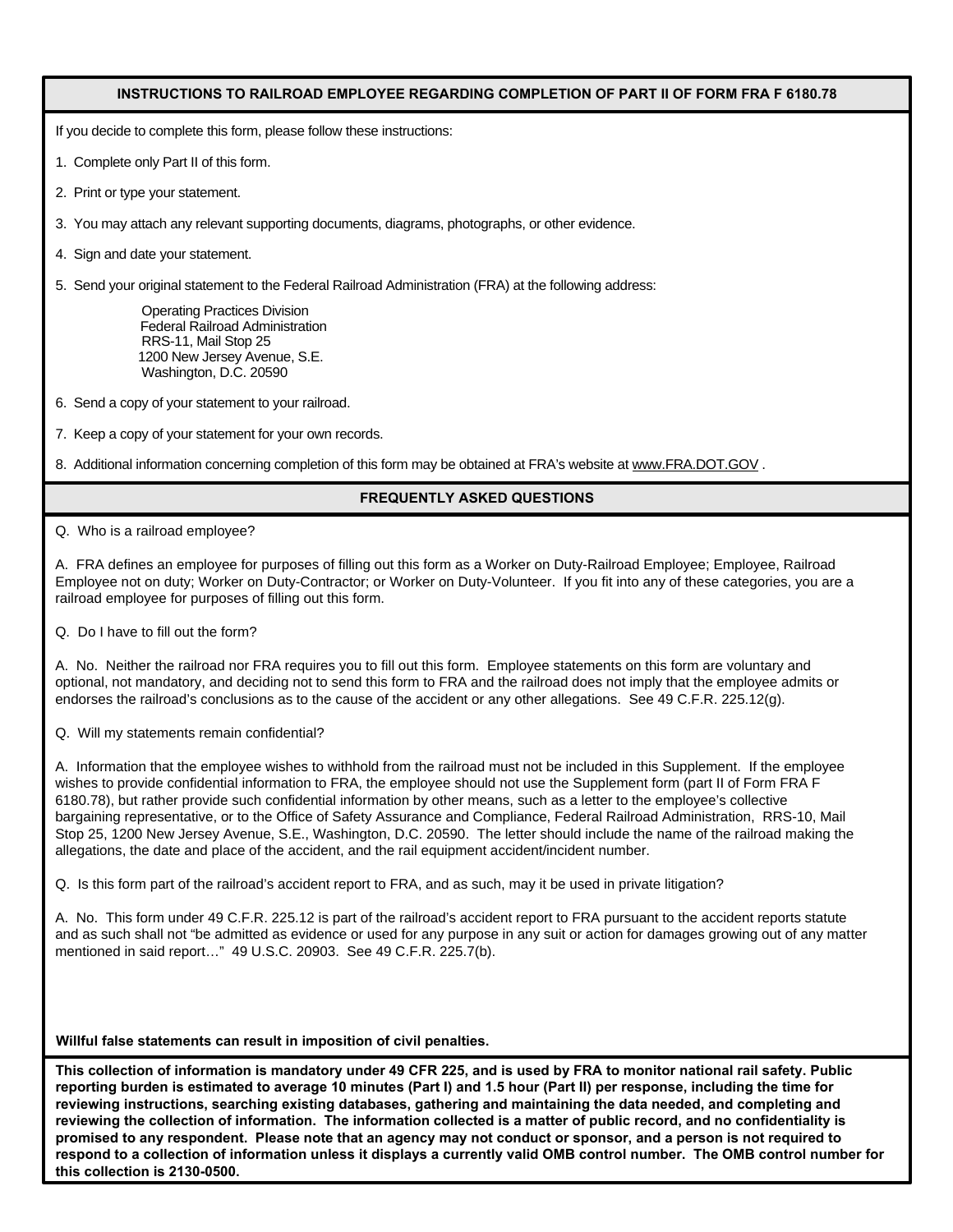## INSTRUCTIONS TO RAILROAD EMPLOYEE REGARDING COMPLETION OF PART II OF FORM FRA F 6180.78

If you decide to complete this form, please follow these instructions:

1. Complete only Part II of this form.
2. Print or type your statement.
3. You may attach any relevant supporting documents, diagrams, photographs, or other evidence.
4. Sign and date your statement.
5. Send your original statement to the Federal Railroad Administration (FRA) at the following address:

   Operating Practices Division
   Federal Railroad Administration
   RRS-11, Mail Stop 25
   1200 New Jersey Avenue, S.E.
   Washington, D.C. 20590

6. Send a copy of your statement to your railroad.
7. Keep a copy of your statement for your own records.
8. Additional information concerning completion of this form may be obtained at FRA's website at www.FRA.DOT.GOV .

## FREQUENTLY ASKED QUESTIONS

Q. Who is a railroad employee?

A. FRA defines an employee for purposes of filling out this form as a Worker on Duty-Railroad Employee; Employee, Railroad Employee not on duty; Worker on Duty-Contractor; or Worker on Duty-Volunteer. If you fit into any of these categories, you are a railroad employee for purposes of filling out this form.

Q. Do I have to fill out the form?

A. No. Neither the railroad nor FRA requires you to fill out this form. Employee statements on this form are voluntary and optional, not mandatory, and deciding not to send this form to FRA and the railroad does not imply that the employee admits or endorses the railroad's conclusions as to the cause of the accident or any other allegations. See 49 C.F.R. 225.12(g).

Q. Will my statements remain confidential?

A. Information that the employee wishes to withhold from the railroad must not be included in this Supplement. If the employee wishes to provide confidential information to FRA, the employee should not use the Supplement form (part II of Form FRA F 6180.78), but rather provide such confidential information by other means, such as a letter to the employee's collective bargaining representative, or to the Office of Safety Assurance and Compliance, Federal Railroad Administration, RRS-10, Mail Stop 25, 1200 New Jersey Avenue, S.E., Washington, D.C. 20590. The letter should include the name of the railroad making the allegations, the date and place of the accident, and the rail equipment accident/incident number.

Q. Is this form part of the railroad's accident report to FRA, and as such, may it be used in private litigation?

A. No. This form under 49 C.F.R. 225.12 is part of the railroad's accident report to FRA pursuant to the accident reports statute and as such shall not "be admitted as evidence or used for any purpose in any suit or action for damages growing out of any matter mentioned in said report…" 49 U.S.C. 20903. See 49 C.F.R. 225.7(b).

**Willful false statements can result in imposition of civil penalties.**

**This collection of information is mandatory under 49 CFR 225, and is used by FRA to monitor national rail safety. Public reporting burden is estimated to average 10 minutes (Part I) and 1.5 hour (Part II) per response, including the time for reviewing instructions, searching existing databases, gathering and maintaining the data needed, and completing and reviewing the collection of information. The information collected is a matter of public record, and no confidentiality is promised to any respondent. Please note that an agency may not conduct or sponsor, and a person is not required to respond to a collection of information unless it displays a currently valid OMB control number. The OMB control number for this collection is 2130-0500.**